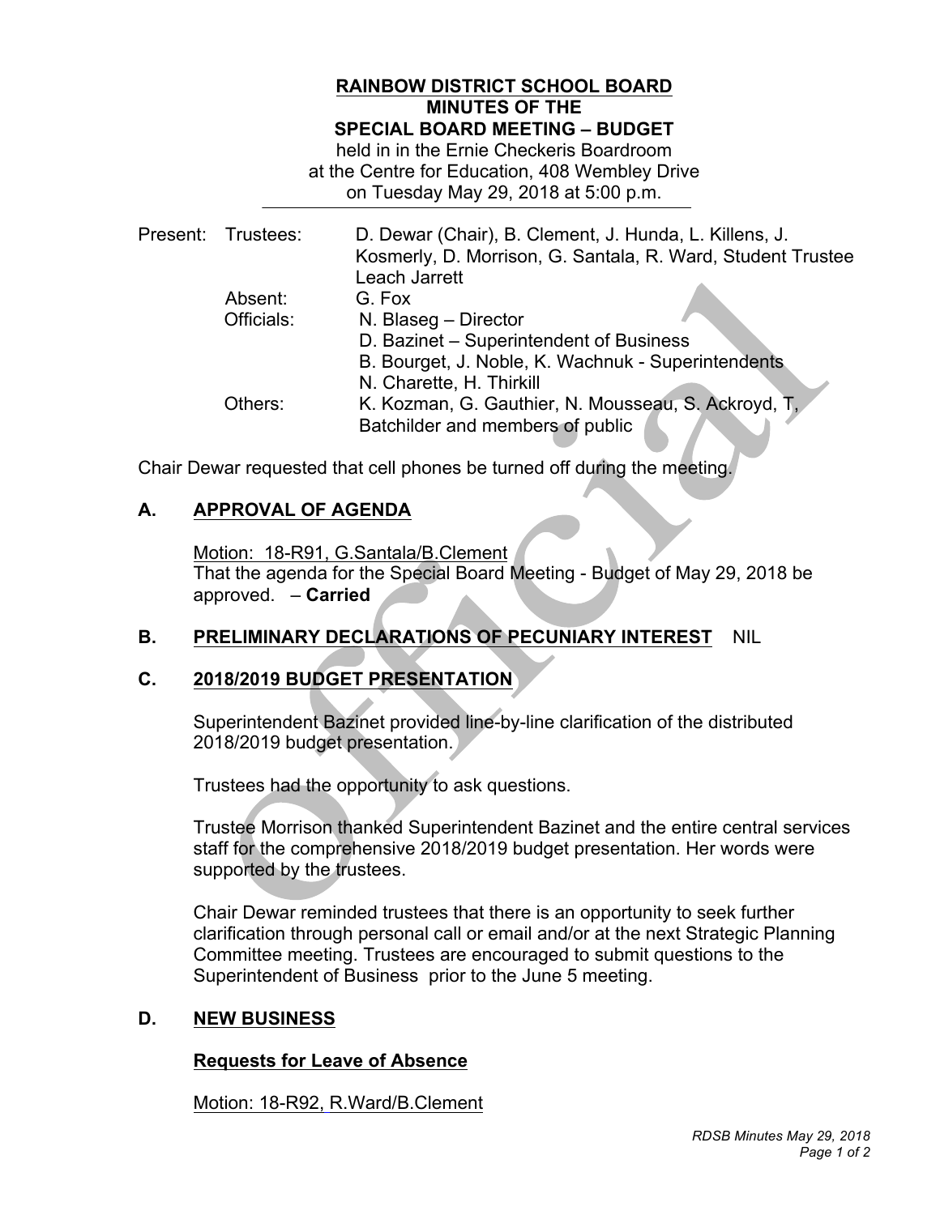**RAINBOW DISTRICT SCHOOL BOARD**
**MINUTES OF THE**
**SPECIAL BOARD MEETING – BUDGET**
held in in the Ernie Checkeris Boardroom
at the Centre for Education, 408 Wembley Drive
on Tuesday May 29, 2018 at 5:00 p.m.

| Present: | Trustees: | D. Dewar (Chair), B. Clement, J. Hunda, L. Killens, J. Kosmerly, D. Morrison, G. Santala, R. Ward, Student Trustee Leach Jarrett |
|---|---|---|
| | Absent: | G. Fox |
| | Officials: | N. Blaseg – Director<br>D. Bazinet – Superintendent of Business<br>B. Bourget, J. Noble, K. Wachnuk - Superintendents<br>N. Charette, H. Thirkill |
| | Others: | K. Kozman, G. Gauthier, N. Mousseau, S. Ackroyd, T, Batchilder and members of public |

Chair Dewar requested that cell phones be turned off during the meeting.

## A. APPROVAL OF AGENDA

Motion: 18-R91, G.Santala/B.Clement
That the agenda for the Special Board Meeting - Budget of May 29, 2018 be approved. – **Carried**

## B. PRELIMINARY DECLARATIONS OF PECUNIARY INTEREST NIL

## C. 2018/2019 BUDGET PRESENTATION

Superintendent Bazinet provided line-by-line clarification of the distributed 2018/2019 budget presentation.

Trustees had the opportunity to ask questions.

Trustee Morrison thanked Superintendent Bazinet and the entire central services staff for the comprehensive 2018/2019 budget presentation. Her words were supported by the trustees.

Chair Dewar reminded trustees that there is an opportunity to seek further clarification through personal call or email and/or at the next Strategic Planning Committee meeting. Trustees are encouraged to submit questions to the Superintendent of Business prior to the June 5 meeting.

## D. NEW BUSINESS

### Requests for Leave of Absence

Motion: 18-R92, R.Ward/B.Clement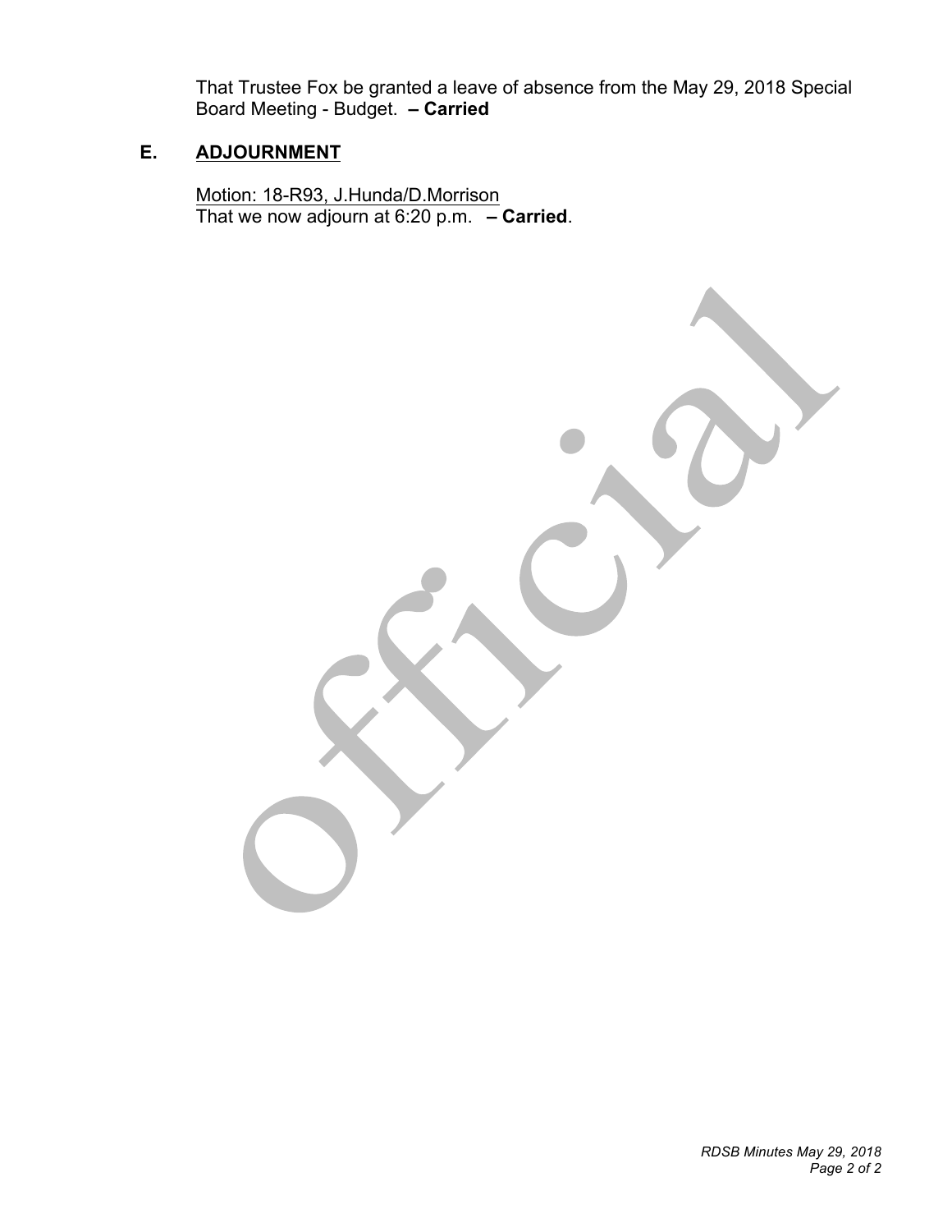That Trustee Fox be granted a leave of absence from the May 29, 2018 Special Board Meeting - Budget. **– Carried**

## E. ADJOURNMENT

Motion: 18-R93, J.Hunda/D.Morrison
That we now adjourn at 6:20 p.m. **– Carried**.